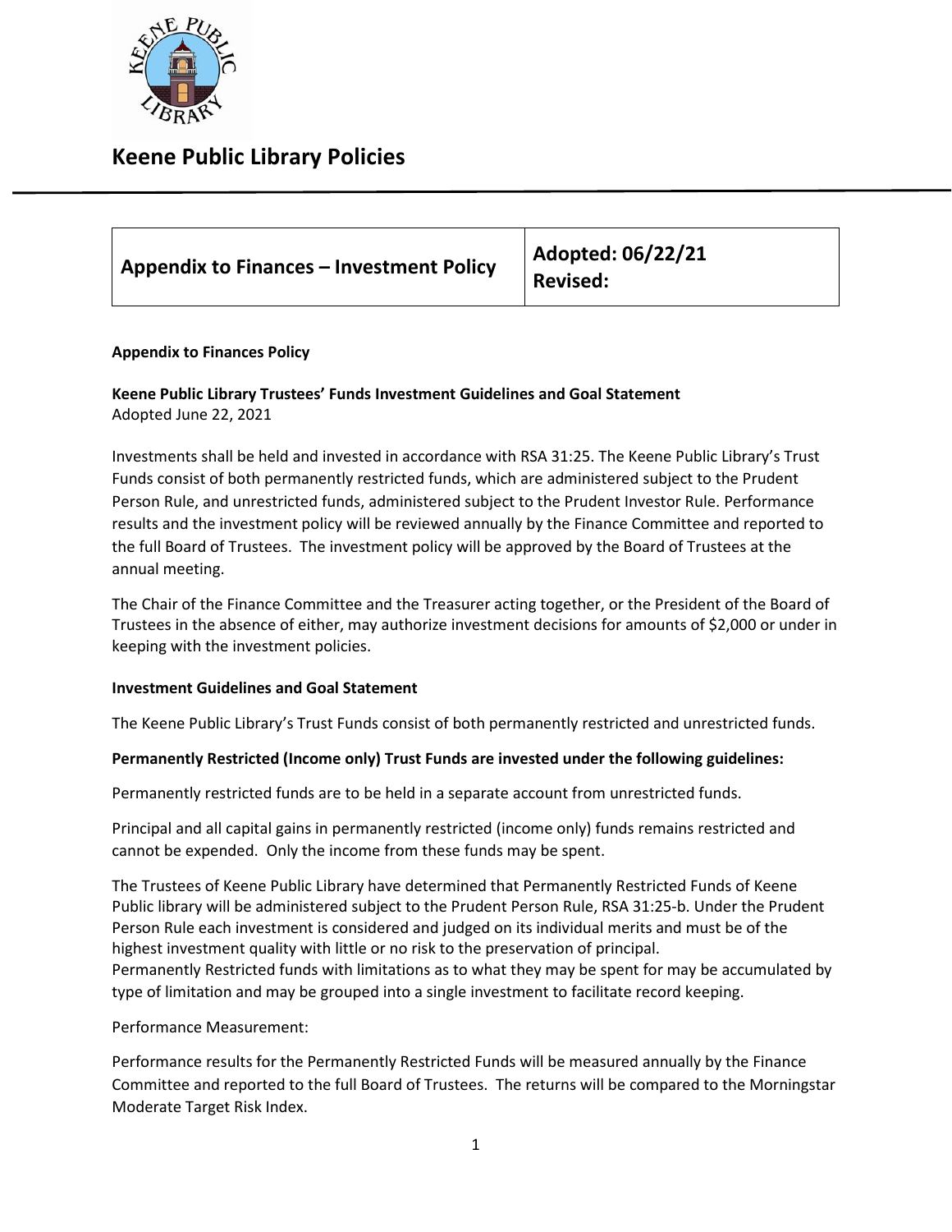# Keene Public Library Policies

| Appendix to Finances – Investment Policy | Adopted: 06/22/21<br>Revised: |
|---|---|

**Appendix to Finances Policy**

**Keene Public Library Trustees' Funds Investment Guidelines and Goal Statement**
Adopted June 22, 2021

Investments shall be held and invested in accordance with RSA 31:25. The Keene Public Library's Trust Funds consist of both permanently restricted funds, which are administered subject to the Prudent Person Rule, and unrestricted funds, administered subject to the Prudent Investor Rule. Performance results and the investment policy will be reviewed annually by the Finance Committee and reported to the full Board of Trustees. The investment policy will be approved by the Board of Trustees at the annual meeting.

The Chair of the Finance Committee and the Treasurer acting together, or the President of the Board of Trustees in the absence of either, may authorize investment decisions for amounts of $2,000 or under in keeping with the investment policies.

**Investment Guidelines and Goal Statement**

The Keene Public Library's Trust Funds consist of both permanently restricted and unrestricted funds.

**Permanently Restricted (Income only) Trust Funds are invested under the following guidelines:**

Permanently restricted funds are to be held in a separate account from unrestricted funds.

Principal and all capital gains in permanently restricted (income only) funds remains restricted and cannot be expended. Only the income from these funds may be spent.

The Trustees of Keene Public Library have determined that Permanently Restricted Funds of Keene Public library will be administered subject to the Prudent Person Rule, RSA 31:25-b. Under the Prudent Person Rule each investment is considered and judged on its individual merits and must be of the highest investment quality with little or no risk to the preservation of principal.
Permanently Restricted funds with limitations as to what they may be spent for may be accumulated by type of limitation and may be grouped into a single investment to facilitate record keeping.

Performance Measurement:

Performance results for the Permanently Restricted Funds will be measured annually by the Finance Committee and reported to the full Board of Trustees. The returns will be compared to the Morningstar Moderate Target Risk Index.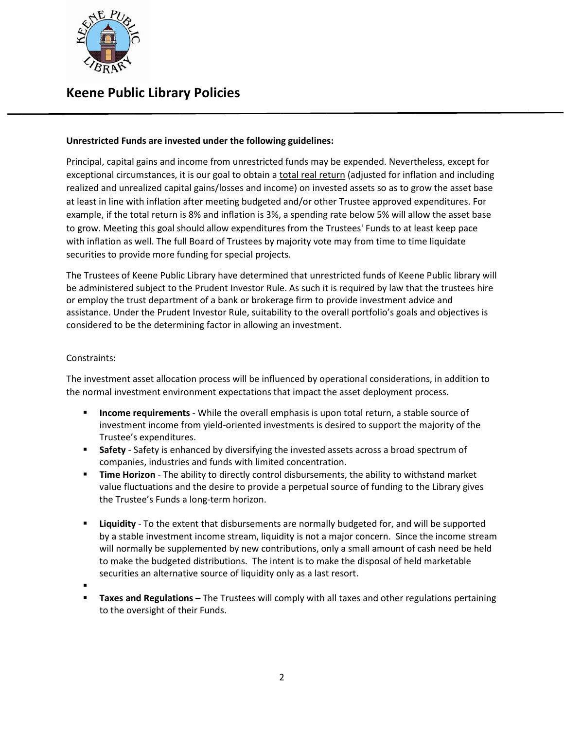**Unrestricted Funds are invested under the following guidelines:**

Principal, capital gains and income from unrestricted funds may be expended. Nevertheless, except for exceptional circumstances, it is our goal to obtain a <u>total real return</u> (adjusted for inflation and including realized and unrealized capital gains/losses and income) on invested assets so as to grow the asset base at least in line with inflation after meeting budgeted and/or other Trustee approved expenditures. For example, if the total return is 8% and inflation is 3%, a spending rate below 5% will allow the asset base to grow. Meeting this goal should allow expenditures from the Trustees' Funds to at least keep pace with inflation as well. The full Board of Trustees by majority vote may from time to time liquidate securities to provide more funding for special projects.

The Trustees of Keene Public Library have determined that unrestricted funds of Keene Public library will be administered subject to the Prudent Investor Rule. As such it is required by law that the trustees hire or employ the trust department of a bank or brokerage firm to provide investment advice and assistance. Under the Prudent Investor Rule, suitability to the overall portfolio's goals and objectives is considered to be the determining factor in allowing an investment.

Constraints:

The investment asset allocation process will be influenced by operational considerations, in addition to the normal investment environment expectations that impact the asset deployment process.

- **Income requirements** - While the overall emphasis is upon total return, a stable source of investment income from yield-oriented investments is desired to support the majority of the Trustee's expenditures.
- **Safety** - Safety is enhanced by diversifying the invested assets across a broad spectrum of companies, industries and funds with limited concentration.
- **Time Horizon** - The ability to directly control disbursements, the ability to withstand market value fluctuations and the desire to provide a perpetual source of funding to the Library gives the Trustee's Funds a long-term horizon.
- **Liquidity** - To the extent that disbursements are normally budgeted for, and will be supported by a stable investment income stream, liquidity is not a major concern. Since the income stream will normally be supplemented by new contributions, only a small amount of cash need be held to make the budgeted distributions. The intent is to make the disposal of held marketable securities an alternative source of liquidity only as a last resort.
- **Taxes and Regulations –** The Trustees will comply with all taxes and other regulations pertaining to the oversight of their Funds.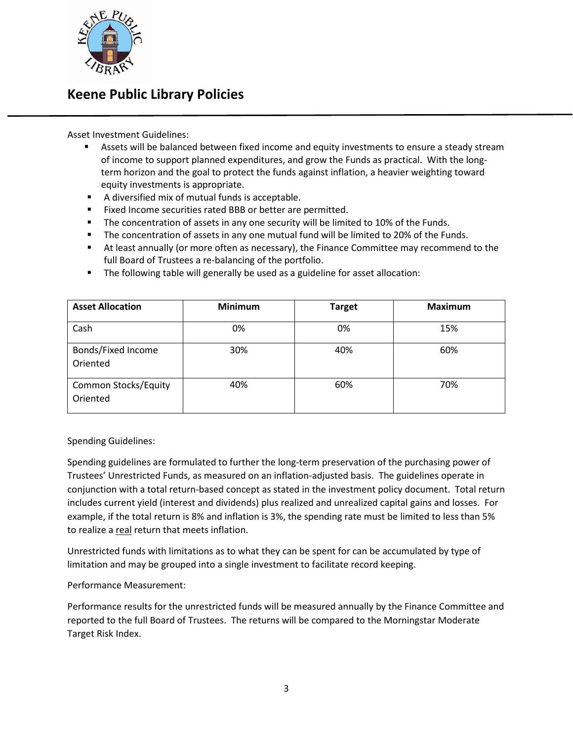Asset Investment Guidelines:

- Assets will be balanced between fixed income and equity investments to ensure a steady stream of income to support planned expenditures, and grow the Funds as practical. With the long-term horizon and the goal to protect the funds against inflation, a heavier weighting toward equity investments is appropriate.
- A diversified mix of mutual funds is acceptable.
- Fixed Income securities rated BBB or better are permitted.
- The concentration of assets in any one security will be limited to 10% of the Funds.
- The concentration of assets in any one mutual fund will be limited to 20% of the Funds.
- At least annually (or more often as necessary), the Finance Committee may recommend to the full Board of Trustees a re-balancing of the portfolio.
- The following table will generally be used as a guideline for asset allocation:

| Asset Allocation | Minimum | Target | Maximum |
|---|---|---|---|
| Cash | 0% | 0% | 15% |
| Bonds/Fixed Income Oriented | 30% | 40% | 60% |
| Common Stocks/Equity Oriented | 40% | 60% | 70% |

Spending Guidelines:

Spending guidelines are formulated to further the long-term preservation of the purchasing power of Trustees' Unrestricted Funds, as measured on an inflation-adjusted basis. The guidelines operate in conjunction with a total return-based concept as stated in the investment policy document. Total return includes current yield (interest and dividends) plus realized and unrealized capital gains and losses. For example, if the total return is 8% and inflation is 3%, the spending rate must be limited to less than 5% to realize a real return that meets inflation.

Unrestricted funds with limitations as to what they can be spent for can be accumulated by type of limitation and may be grouped into a single investment to facilitate record keeping.

Performance Measurement:

Performance results for the unrestricted funds will be measured annually by the Finance Committee and reported to the full Board of Trustees. The returns will be compared to the Morningstar Moderate Target Risk Index.